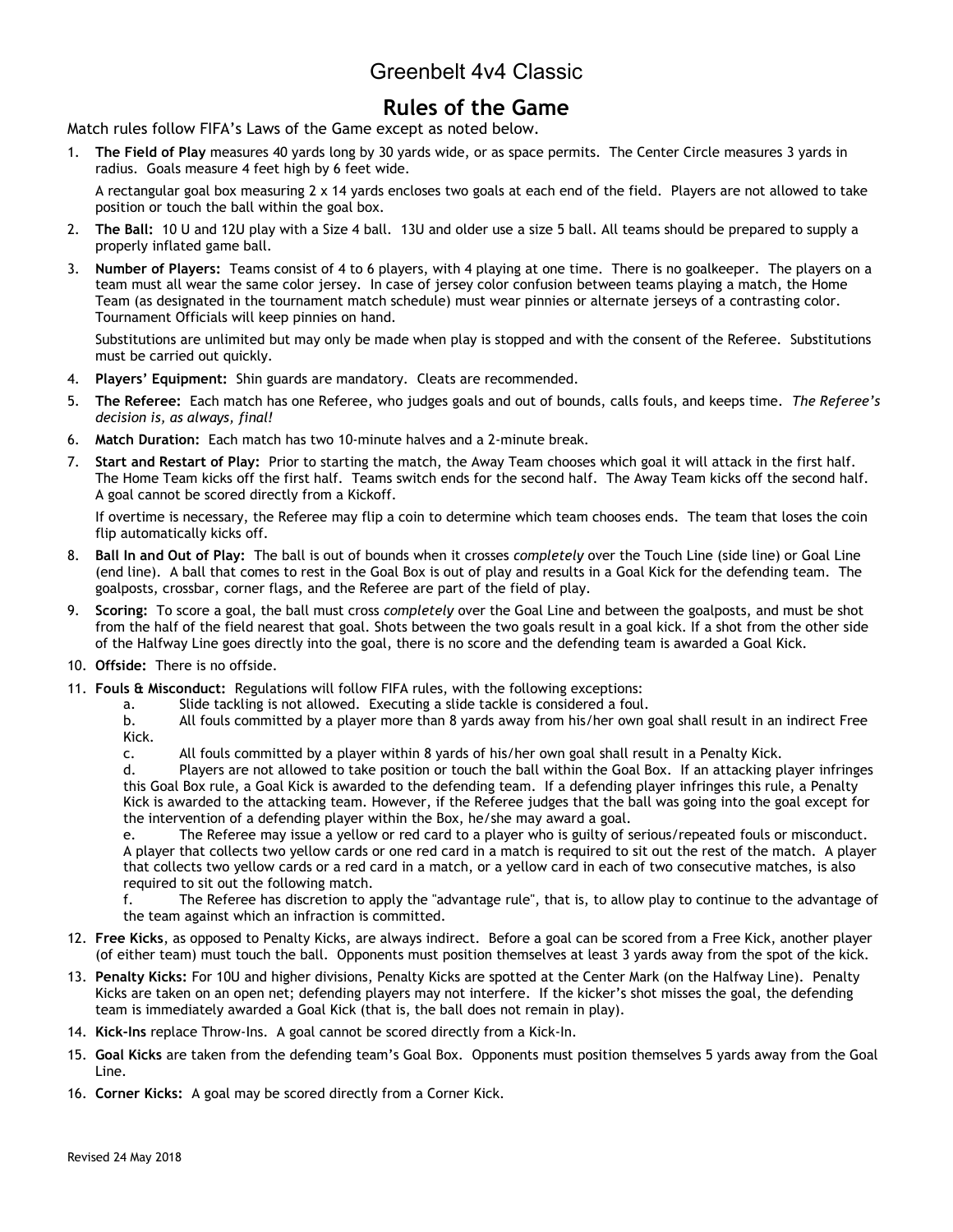# Greenbelt 4v4 Classic

## Rules of the Game

Match rules follow FIFA's Laws of the Game except as noted below.

1. **The Field of Play** measures 40 yards long by 30 yards wide, or as space permits. The Center Circle measures 3 yards in radius. Goals measure 4 feet high by 6 feet wide.

   A rectangular goal box measuring 2 x 14 yards encloses two goals at each end of the field. Players are not allowed to take position or touch the ball within the goal box.

2. **The Ball:** 10 U and 12U play with a Size 4 ball. 13U and older use a size 5 ball. All teams should be prepared to supply a properly inflated game ball.

3. **Number of Players:** Teams consist of 4 to 6 players, with 4 playing at one time. There is no goalkeeper. The players on a team must all wear the same color jersey. In case of jersey color confusion between teams playing a match, the Home Team (as designated in the tournament match schedule) must wear pinnies or alternate jerseys of a contrasting color. Tournament Officials will keep pinnies on hand.

   Substitutions are unlimited but may only be made when play is stopped and with the consent of the Referee. Substitutions must be carried out quickly.

4. **Players' Equipment:** Shin guards are mandatory. Cleats are recommended.

5. **The Referee:** Each match has one Referee, who judges goals and out of bounds, calls fouls, and keeps time. *The Referee's decision is, as always, final!*

6. **Match Duration:** Each match has two 10-minute halves and a 2-minute break.

7. **Start and Restart of Play:** Prior to starting the match, the Away Team chooses which goal it will attack in the first half. The Home Team kicks off the first half. Teams switch ends for the second half. The Away Team kicks off the second half. A goal cannot be scored directly from a Kickoff.

   If overtime is necessary, the Referee may flip a coin to determine which team chooses ends. The team that loses the coin flip automatically kicks off.

8. **Ball In and Out of Play:** The ball is out of bounds when it crosses *completely* over the Touch Line (side line) or Goal Line (end line). A ball that comes to rest in the Goal Box is out of play and results in a Goal Kick for the defending team. The goalposts, crossbar, corner flags, and the Referee are part of the field of play.

9. **Scoring:** To score a goal, the ball must cross *completely* over the Goal Line and between the goalposts, and must be shot from the half of the field nearest that goal. Shots between the two goals result in a goal kick. If a shot from the other side of the Halfway Line goes directly into the goal, there is no score and the defending team is awarded a Goal Kick.

10. **Offside:** There is no offside.

11. **Fouls & Misconduct:** Regulations will follow FIFA rules, with the following exceptions:
    a. Slide tackling is not allowed. Executing a slide tackle is considered a foul.
    b. All fouls committed by a player more than 8 yards away from his/her own goal shall result in an indirect Free Kick.
    c. All fouls committed by a player within 8 yards of his/her own goal shall result in a Penalty Kick.
    d. Players are not allowed to take position or touch the ball within the Goal Box. If an attacking player infringes this Goal Box rule, a Goal Kick is awarded to the defending team. If a defending player infringes this rule, a Penalty Kick is awarded to the attacking team. However, if the Referee judges that the ball was going into the goal except for the intervention of a defending player within the Box, he/she may award a goal.
    e. The Referee may issue a yellow or red card to a player who is guilty of serious/repeated fouls or misconduct. A player that collects two yellow cards or one red card in a match is required to sit out the rest of the match. A player that collects two yellow cards or a red card in a match, or a yellow card in each of two consecutive matches, is also required to sit out the following match.
    f. The Referee has discretion to apply the "advantage rule", that is, to allow play to continue to the advantage of the team against which an infraction is committed.

12. **Free Kicks**, as opposed to Penalty Kicks, are always indirect. Before a goal can be scored from a Free Kick, another player (of either team) must touch the ball. Opponents must position themselves at least 3 yards away from the spot of the kick.

13. **Penalty Kicks:** For 10U and higher divisions, Penalty Kicks are spotted at the Center Mark (on the Halfway Line). Penalty Kicks are taken on an open net; defending players may not interfere. If the kicker's shot misses the goal, the defending team is immediately awarded a Goal Kick (that is, the ball does not remain in play).

14. **Kick-Ins** replace Throw-Ins. A goal cannot be scored directly from a Kick-In.

15. **Goal Kicks** are taken from the defending team's Goal Box. Opponents must position themselves 5 yards away from the Goal Line.

16. **Corner Kicks:** A goal may be scored directly from a Corner Kick.

Revised 24 May 2018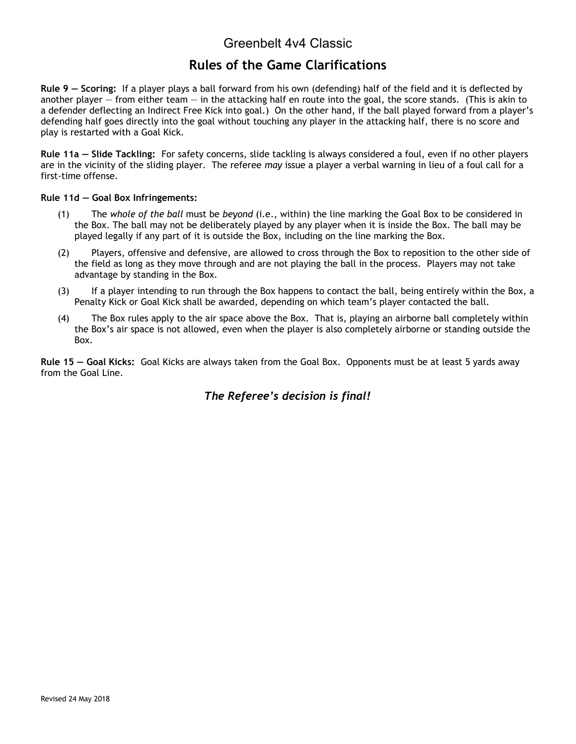# Greenbelt 4v4 Classic

## Rules of the Game Clarifications

**Rule 9 — Scoring:** If a player plays a ball forward from his own (defending) half of the field and it is deflected by another player — from either team — in the attacking half en route into the goal, the score stands. (This is akin to a defender deflecting an Indirect Free Kick into goal.) On the other hand, if the ball played forward from a player's defending half goes directly into the goal without touching any player in the attacking half, there is no score and play is restarted with a Goal Kick.

**Rule 11a — Slide Tackling:** For safety concerns, slide tackling is always considered a foul, even if no other players are in the vicinity of the sliding player. The referee *may* issue a player a verbal warning in lieu of a foul call for a first-time offense.

**Rule 11d — Goal Box Infringements:**

(1) The *whole of the ball* must be *beyond* (i.e., within) the line marking the Goal Box to be considered in the Box. The ball may not be deliberately played by any player when it is inside the Box. The ball may be played legally if any part of it is outside the Box, including on the line marking the Box.

(2) Players, offensive and defensive, are allowed to cross through the Box to reposition to the other side of the field as long as they move through and are not playing the ball in the process. Players may not take advantage by standing in the Box.

(3) If a player intending to run through the Box happens to contact the ball, being entirely within the Box, a Penalty Kick or Goal Kick shall be awarded, depending on which team's player contacted the ball.

(4) The Box rules apply to the air space above the Box. That is, playing an airborne ball completely within the Box's air space is not allowed, even when the player is also completely airborne or standing outside the Box.

**Rule 15 — Goal Kicks:** Goal Kicks are always taken from the Goal Box. Opponents must be at least 5 yards away from the Goal Line.

***The Referee's decision is final!***

Revised 24 May 2018